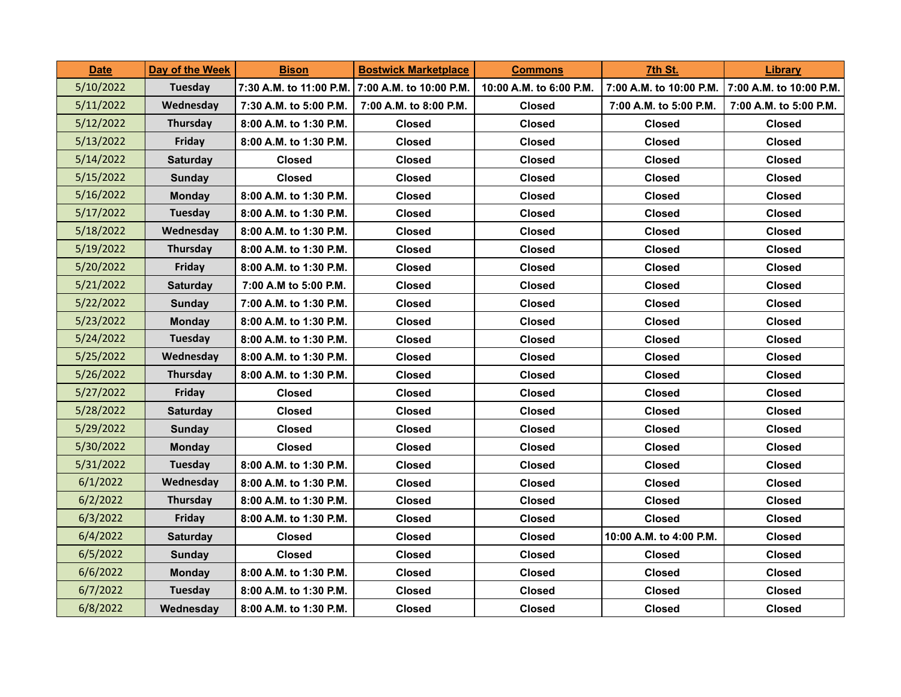| Date | Day of the Week | Bison | Bostwick Marketplace | Commons | 7th St. | Library |
|---|---|---|---|---|---|---|
| 5/10/2022 | Tuesday | 7:30 A.M. to 11:00 P.M. | 7:00 A.M. to 10:00 P.M. | 10:00 A.M. to 6:00 P.M. | 7:00 A.M. to 10:00 P.M. | 7:00 A.M. to 10:00 P.M. |
| 5/11/2022 | Wednesday | 7:30 A.M. to 5:00 P.M. | 7:00 A.M. to 8:00 P.M. | Closed | 7:00 A.M. to 5:00 P.M. | 7:00 A.M. to 5:00 P.M. |
| 5/12/2022 | Thursday | 8:00 A.M. to 1:30 P.M. | Closed | Closed | Closed | Closed |
| 5/13/2022 | Friday | 8:00 A.M. to 1:30 P.M. | Closed | Closed | Closed | Closed |
| 5/14/2022 | Saturday | Closed | Closed | Closed | Closed | Closed |
| 5/15/2022 | Sunday | Closed | Closed | Closed | Closed | Closed |
| 5/16/2022 | Monday | 8:00 A.M. to 1:30 P.M. | Closed | Closed | Closed | Closed |
| 5/17/2022 | Tuesday | 8:00 A.M. to 1:30 P.M. | Closed | Closed | Closed | Closed |
| 5/18/2022 | Wednesday | 8:00 A.M. to 1:30 P.M. | Closed | Closed | Closed | Closed |
| 5/19/2022 | Thursday | 8:00 A.M. to 1:30 P.M. | Closed | Closed | Closed | Closed |
| 5/20/2022 | Friday | 8:00 A.M. to 1:30 P.M. | Closed | Closed | Closed | Closed |
| 5/21/2022 | Saturday | 7:00 A.M to 5:00 P.M. | Closed | Closed | Closed | Closed |
| 5/22/2022 | Sunday | 7:00 A.M. to 1:30 P.M. | Closed | Closed | Closed | Closed |
| 5/23/2022 | Monday | 8:00 A.M. to 1:30 P.M. | Closed | Closed | Closed | Closed |
| 5/24/2022 | Tuesday | 8:00 A.M. to 1:30 P.M. | Closed | Closed | Closed | Closed |
| 5/25/2022 | Wednesday | 8:00 A.M. to 1:30 P.M. | Closed | Closed | Closed | Closed |
| 5/26/2022 | Thursday | 8:00 A.M. to 1:30 P.M. | Closed | Closed | Closed | Closed |
| 5/27/2022 | Friday | Closed | Closed | Closed | Closed | Closed |
| 5/28/2022 | Saturday | Closed | Closed | Closed | Closed | Closed |
| 5/29/2022 | Sunday | Closed | Closed | Closed | Closed | Closed |
| 5/30/2022 | Monday | Closed | Closed | Closed | Closed | Closed |
| 5/31/2022 | Tuesday | 8:00 A.M. to 1:30 P.M. | Closed | Closed | Closed | Closed |
| 6/1/2022 | Wednesday | 8:00 A.M. to 1:30 P.M. | Closed | Closed | Closed | Closed |
| 6/2/2022 | Thursday | 8:00 A.M. to 1:30 P.M. | Closed | Closed | Closed | Closed |
| 6/3/2022 | Friday | 8:00 A.M. to 1:30 P.M. | Closed | Closed | Closed | Closed |
| 6/4/2022 | Saturday | Closed | Closed | Closed | 10:00 A.M. to 4:00 P.M. | Closed |
| 6/5/2022 | Sunday | Closed | Closed | Closed | Closed | Closed |
| 6/6/2022 | Monday | 8:00 A.M. to 1:30 P.M. | Closed | Closed | Closed | Closed |
| 6/7/2022 | Tuesday | 8:00 A.M. to 1:30 P.M. | Closed | Closed | Closed | Closed |
| 6/8/2022 | Wednesday | 8:00 A.M. to 1:30 P.M. | Closed | Closed | Closed | Closed |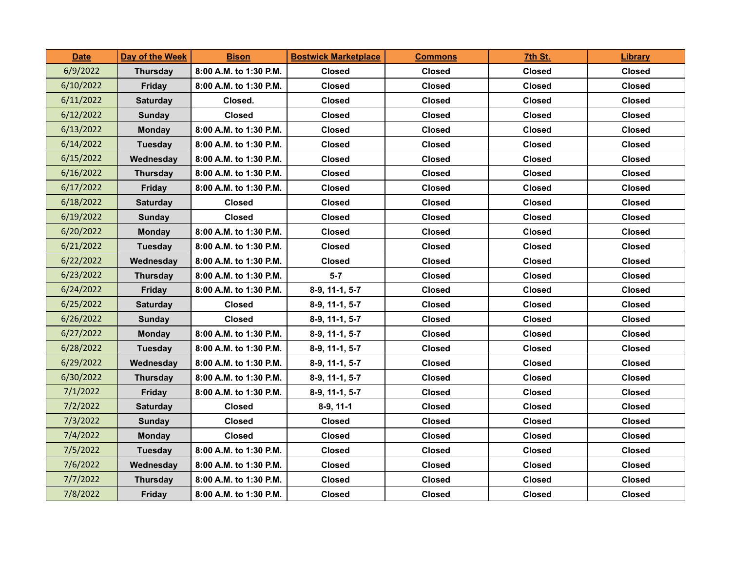| Date | Day of the Week | Bison | Bostwick Marketplace | Commons | 7th St. | Library |
|---|---|---|---|---|---|---|
| 6/9/2022 | Thursday | 8:00 A.M. to 1:30 P.M. | Closed | Closed | Closed | Closed |
| 6/10/2022 | Friday | 8:00 A.M. to 1:30 P.M. | Closed | Closed | Closed | Closed |
| 6/11/2022 | Saturday | Closed. | Closed | Closed | Closed | Closed |
| 6/12/2022 | Sunday | Closed | Closed | Closed | Closed | Closed |
| 6/13/2022 | Monday | 8:00 A.M. to 1:30 P.M. | Closed | Closed | Closed | Closed |
| 6/14/2022 | Tuesday | 8:00 A.M. to 1:30 P.M. | Closed | Closed | Closed | Closed |
| 6/15/2022 | Wednesday | 8:00 A.M. to 1:30 P.M. | Closed | Closed | Closed | Closed |
| 6/16/2022 | Thursday | 8:00 A.M. to 1:30 P.M. | Closed | Closed | Closed | Closed |
| 6/17/2022 | Friday | 8:00 A.M. to 1:30 P.M. | Closed | Closed | Closed | Closed |
| 6/18/2022 | Saturday | Closed | Closed | Closed | Closed | Closed |
| 6/19/2022 | Sunday | Closed | Closed | Closed | Closed | Closed |
| 6/20/2022 | Monday | 8:00 A.M. to 1:30 P.M. | Closed | Closed | Closed | Closed |
| 6/21/2022 | Tuesday | 8:00 A.M. to 1:30 P.M. | Closed | Closed | Closed | Closed |
| 6/22/2022 | Wednesday | 8:00 A.M. to 1:30 P.M. | Closed | Closed | Closed | Closed |
| 6/23/2022 | Thursday | 8:00 A.M. to 1:30 P.M. | 5-7 | Closed | Closed | Closed |
| 6/24/2022 | Friday | 8:00 A.M. to 1:30 P.M. | 8-9, 11-1, 5-7 | Closed | Closed | Closed |
| 6/25/2022 | Saturday | Closed | 8-9, 11-1, 5-7 | Closed | Closed | Closed |
| 6/26/2022 | Sunday | Closed | 8-9, 11-1, 5-7 | Closed | Closed | Closed |
| 6/27/2022 | Monday | 8:00 A.M. to 1:30 P.M. | 8-9, 11-1, 5-7 | Closed | Closed | Closed |
| 6/28/2022 | Tuesday | 8:00 A.M. to 1:30 P.M. | 8-9, 11-1, 5-7 | Closed | Closed | Closed |
| 6/29/2022 | Wednesday | 8:00 A.M. to 1:30 P.M. | 8-9, 11-1, 5-7 | Closed | Closed | Closed |
| 6/30/2022 | Thursday | 8:00 A.M. to 1:30 P.M. | 8-9, 11-1, 5-7 | Closed | Closed | Closed |
| 7/1/2022 | Friday | 8:00 A.M. to 1:30 P.M. | 8-9, 11-1, 5-7 | Closed | Closed | Closed |
| 7/2/2022 | Saturday | Closed | 8-9, 11-1 | Closed | Closed | Closed |
| 7/3/2022 | Sunday | Closed | Closed | Closed | Closed | Closed |
| 7/4/2022 | Monday | Closed | Closed | Closed | Closed | Closed |
| 7/5/2022 | Tuesday | 8:00 A.M. to 1:30 P.M. | Closed | Closed | Closed | Closed |
| 7/6/2022 | Wednesday | 8:00 A.M. to 1:30 P.M. | Closed | Closed | Closed | Closed |
| 7/7/2022 | Thursday | 8:00 A.M. to 1:30 P.M. | Closed | Closed | Closed | Closed |
| 7/8/2022 | Friday | 8:00 A.M. to 1:30 P.M. | Closed | Closed | Closed | Closed |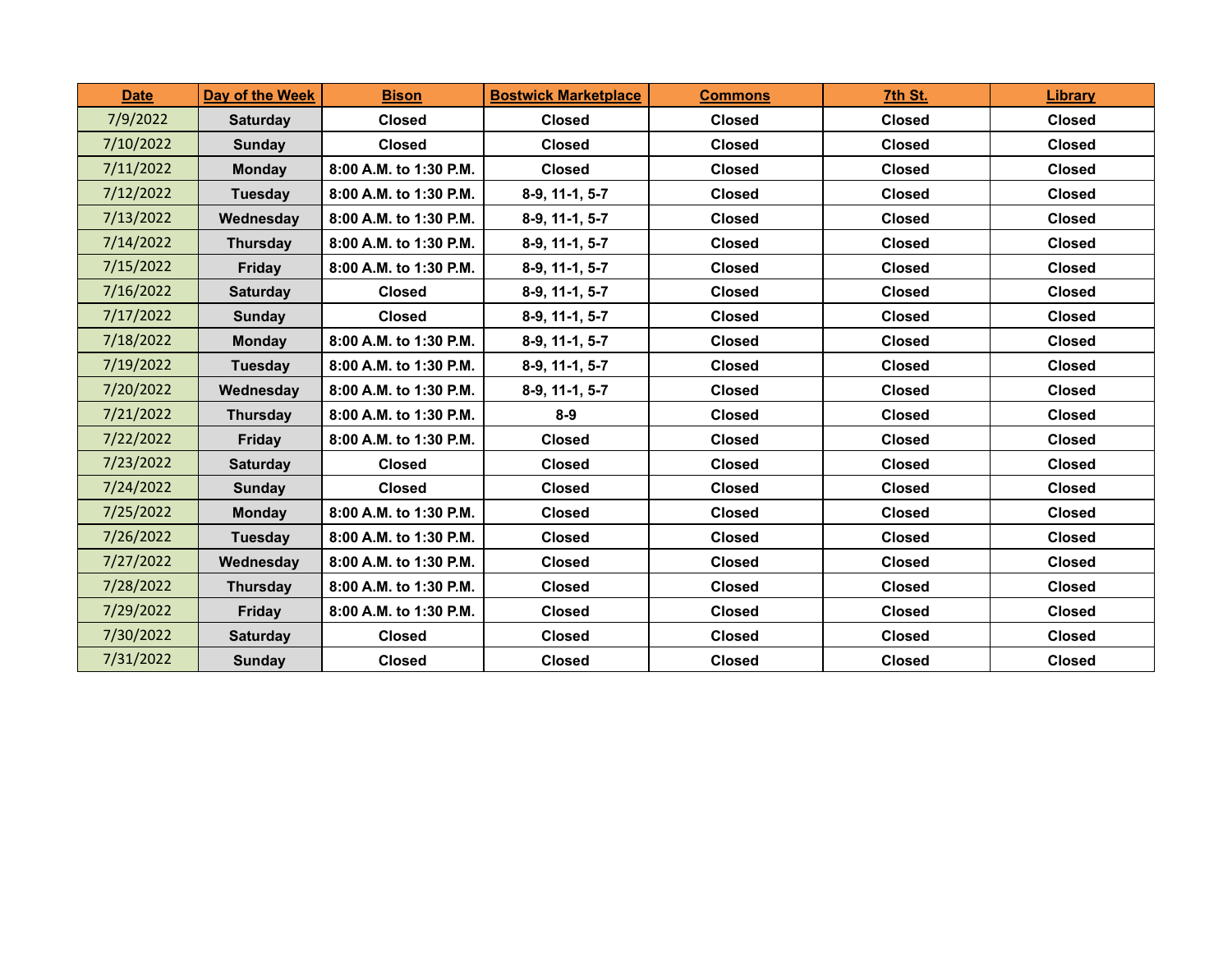| Date | Day of the Week | Bison | Bostwick Marketplace | Commons | 7th St. | Library |
|---|---|---|---|---|---|---|
| 7/9/2022 | Saturday | Closed | Closed | Closed | Closed | Closed |
| 7/10/2022 | Sunday | Closed | Closed | Closed | Closed | Closed |
| 7/11/2022 | Monday | 8:00 A.M. to 1:30 P.M. | Closed | Closed | Closed | Closed |
| 7/12/2022 | Tuesday | 8:00 A.M. to 1:30 P.M. | 8-9, 11-1, 5-7 | Closed | Closed | Closed |
| 7/13/2022 | Wednesday | 8:00 A.M. to 1:30 P.M. | 8-9, 11-1, 5-7 | Closed | Closed | Closed |
| 7/14/2022 | Thursday | 8:00 A.M. to 1:30 P.M. | 8-9, 11-1, 5-7 | Closed | Closed | Closed |
| 7/15/2022 | Friday | 8:00 A.M. to 1:30 P.M. | 8-9, 11-1, 5-7 | Closed | Closed | Closed |
| 7/16/2022 | Saturday | Closed | 8-9, 11-1, 5-7 | Closed | Closed | Closed |
| 7/17/2022 | Sunday | Closed | 8-9, 11-1, 5-7 | Closed | Closed | Closed |
| 7/18/2022 | Monday | 8:00 A.M. to 1:30 P.M. | 8-9, 11-1, 5-7 | Closed | Closed | Closed |
| 7/19/2022 | Tuesday | 8:00 A.M. to 1:30 P.M. | 8-9, 11-1, 5-7 | Closed | Closed | Closed |
| 7/20/2022 | Wednesday | 8:00 A.M. to 1:30 P.M. | 8-9, 11-1, 5-7 | Closed | Closed | Closed |
| 7/21/2022 | Thursday | 8:00 A.M. to 1:30 P.M. | 8-9 | Closed | Closed | Closed |
| 7/22/2022 | Friday | 8:00 A.M. to 1:30 P.M. | Closed | Closed | Closed | Closed |
| 7/23/2022 | Saturday | Closed | Closed | Closed | Closed | Closed |
| 7/24/2022 | Sunday | Closed | Closed | Closed | Closed | Closed |
| 7/25/2022 | Monday | 8:00 A.M. to 1:30 P.M. | Closed | Closed | Closed | Closed |
| 7/26/2022 | Tuesday | 8:00 A.M. to 1:30 P.M. | Closed | Closed | Closed | Closed |
| 7/27/2022 | Wednesday | 8:00 A.M. to 1:30 P.M. | Closed | Closed | Closed | Closed |
| 7/28/2022 | Thursday | 8:00 A.M. to 1:30 P.M. | Closed | Closed | Closed | Closed |
| 7/29/2022 | Friday | 8:00 A.M. to 1:30 P.M. | Closed | Closed | Closed | Closed |
| 7/30/2022 | Saturday | Closed | Closed | Closed | Closed | Closed |
| 7/31/2022 | Sunday | Closed | Closed | Closed | Closed | Closed |